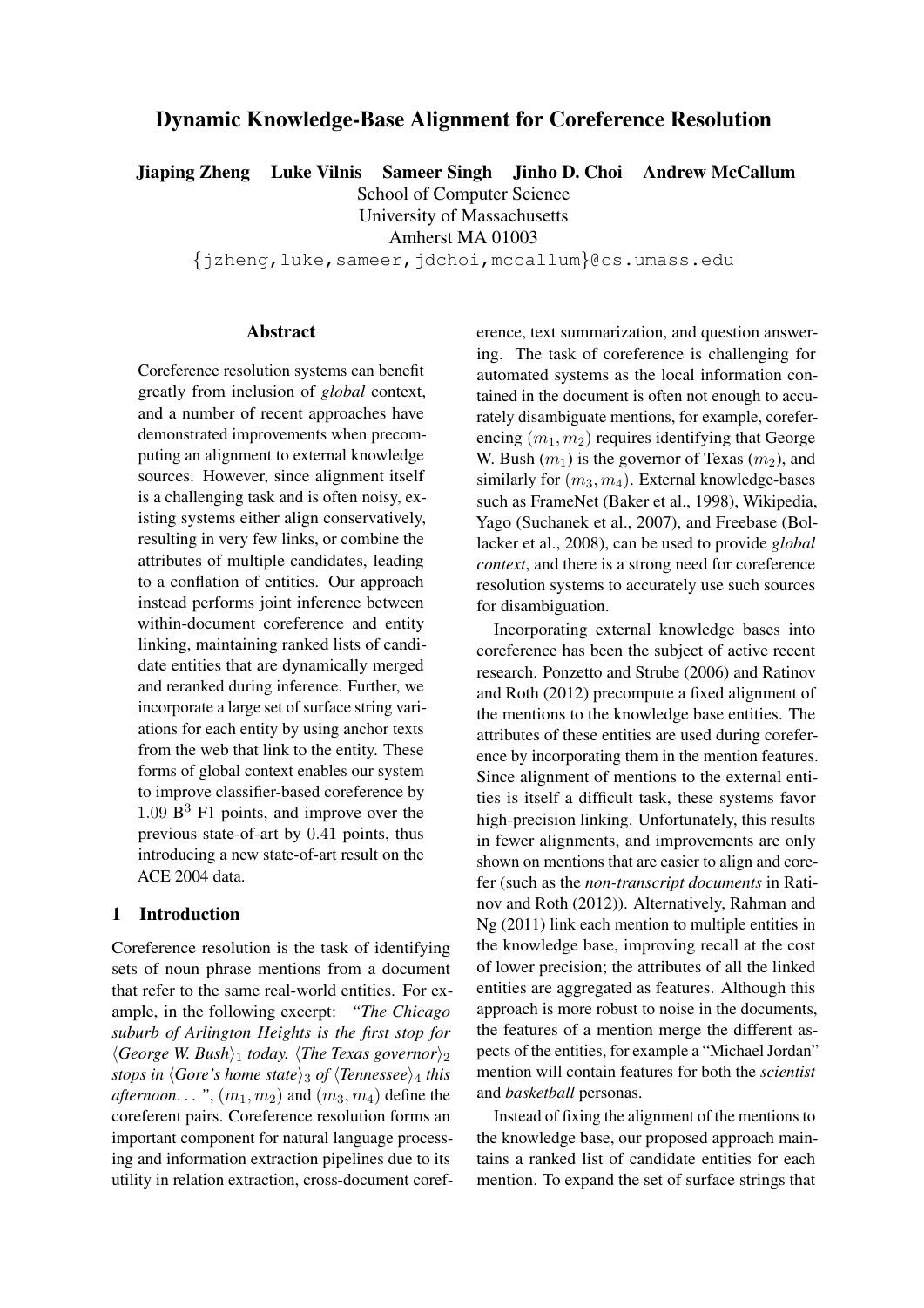# Dynamic Knowledge-Base Alignment for Coreference Resolution

**Jiaping Zheng Luke Vilnis Sameer Singh Jinho D. Choi Andrew McCallum**

School of Computer Science
University of Massachusetts
Amherst MA 01003
{jzheng,luke,sameer,jdchoi,mccallum}@cs.umass.edu

## Abstract

Coreference resolution systems can benefit greatly from inclusion of *global* context, and a number of recent approaches have demonstrated improvements when precomputing an alignment to external knowledge sources. However, since alignment itself is a challenging task and is often noisy, existing systems either align conservatively, resulting in very few links, or combine the attributes of multiple candidates, leading to a conflation of entities. Our approach instead performs joint inference between within-document coreference and entity linking, maintaining ranked lists of candidate entities that are dynamically merged and reranked during inference. Further, we incorporate a large set of surface string variations for each entity by using anchor texts from the web that link to the entity. These forms of global context enables our system to improve classifier-based coreference by 1.09 $B^3$ F1 points, and improve over the previous state-of-art by 0.41 points, thus introducing a new state-of-art result on the ACE 2004 data.

## 1 Introduction

Coreference resolution is the task of identifying sets of noun phrase mentions from a document that refer to the same real-world entities. For example, in the following excerpt: *"The Chicago suburb of Arlington Heights is the first stop for* $\langle$*George W. Bush*$\rangle_1$ *today.* $\langle$*The Texas governor*$\rangle_2$ *stops in* $\langle$*Gore's home state*$\rangle_3$ *of* $\langle$*Tennessee*$\rangle_4$ *this afternoon. . . "*, $(m_1, m_2)$ and $(m_3, m_4)$ define the coreferent pairs. Coreference resolution forms an important component for natural language processing and information extraction pipelines due to its utility in relation extraction, cross-document coreference, text summarization, and question answering. The task of coreference is challenging for automated systems as the local information contained in the document is often not enough to accurately disambiguate mentions, for example, coreferencing $(m_1, m_2)$ requires identifying that George W. Bush $(m_1)$ is the governor of Texas $(m_2)$, and similarly for $(m_3, m_4)$. External knowledge-bases such as FrameNet (Baker et al., 1998), Wikipedia, Yago (Suchanek et al., 2007), and Freebase (Bollacker et al., 2008), can be used to provide *global context*, and there is a strong need for coreference resolution systems to accurately use such sources for disambiguation.

Incorporating external knowledge bases into coreference has been the subject of active recent research. Ponzetto and Strube (2006) and Ratinov and Roth (2012) precompute a fixed alignment of the mentions to the knowledge base entities. The attributes of these entities are used during coreference by incorporating them in the mention features. Since alignment of mentions to the external entities is itself a difficult task, these systems favor high-precision linking. Unfortunately, this results in fewer alignments, and improvements are only shown on mentions that are easier to align and corefer (such as the *non-transcript documents* in Ratinov and Roth (2012)). Alternatively, Rahman and Ng (2011) link each mention to multiple entities in the knowledge base, improving recall at the cost of lower precision; the attributes of all the linked entities are aggregated as features. Although this approach is more robust to noise in the documents, the features of a mention merge the different aspects of the entities, for example a "Michael Jordan" mention will contain features for both the *scientist* and *basketball* personas.

Instead of fixing the alignment of the mentions to the knowledge base, our proposed approach maintains a ranked list of candidate entities for each mention. To expand the set of surface strings that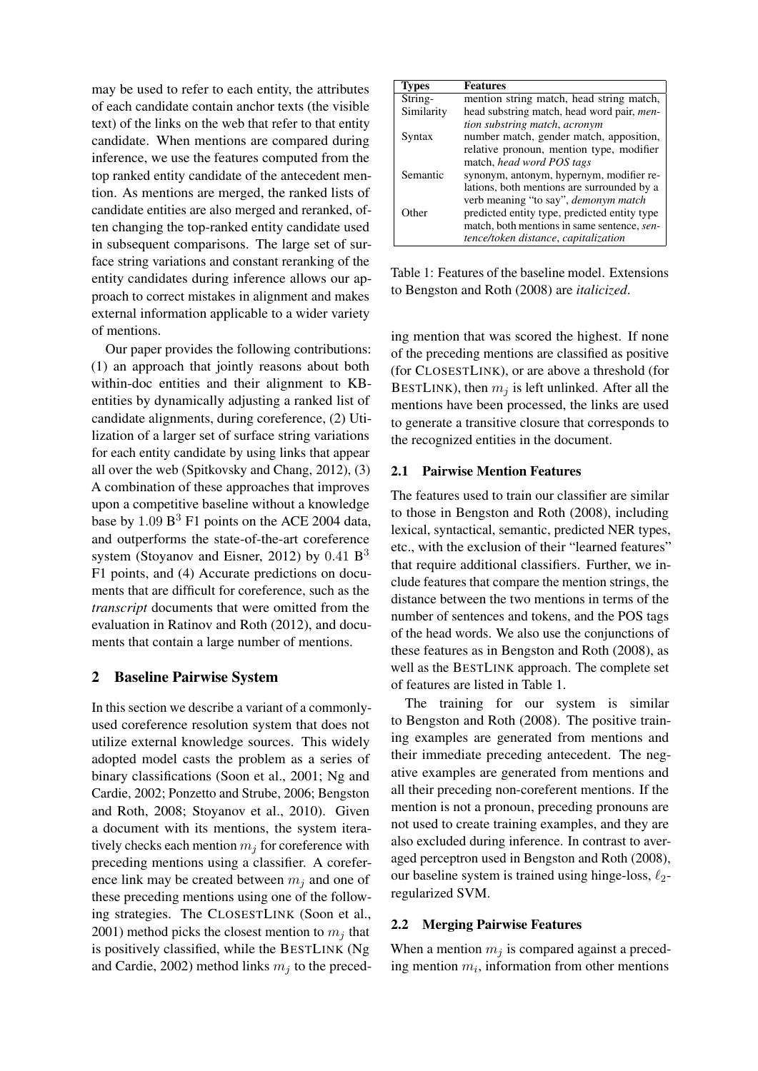may be used to refer to each entity, the attributes of each candidate contain anchor texts (the visible text) of the links on the web that refer to that entity candidate. When mentions are compared during inference, we use the features computed from the top ranked entity candidate of the antecedent mention. As mentions are merged, the ranked lists of candidate entities are also merged and reranked, often changing the top-ranked entity candidate used in subsequent comparisons. The large set of surface string variations and constant reranking of the entity candidates during inference allows our approach to correct mistakes in alignment and makes external information applicable to a wider variety of mentions.

Our paper provides the following contributions: (1) an approach that jointly reasons about both within-doc entities and their alignment to KB-entities by dynamically adjusting a ranked list of candidate alignments, during coreference, (2) Utilization of a larger set of surface string variations for each entity candidate by using links that appear all over the web (Spitkovsky and Chang, 2012), (3) A combination of these approaches that improves upon a competitive baseline without a knowledge base by $1.09$ B$^3$ F1 points on the ACE 2004 data, and outperforms the state-of-the-art coreference system (Stoyanov and Eisner, 2012) by $0.41$ B$^3$ F1 points, and (4) Accurate predictions on documents that are difficult for coreference, such as the *transcript* documents that were omitted from the evaluation in Ratinov and Roth (2012), and documents that contain a large number of mentions.

## 2 Baseline Pairwise System

In this section we describe a variant of a commonly-used coreference resolution system that does not utilize external knowledge sources. This widely adopted model casts the problem as a series of binary classifications (Soon et al., 2001; Ng and Cardie, 2002; Ponzetto and Strube, 2006; Bengston and Roth, 2008; Stoyanov et al., 2010). Given a document with its mentions, the system iteratively checks each mention $m_j$ for coreference with preceding mentions using a classifier. A coreference link may be created between $m_j$ and one of these preceding mentions using one of the following strategies. The CLOSESTLINK (Soon et al., 2001) method picks the closest mention to $m_j$ that is positively classified, while the BESTLINK (Ng and Cardie, 2002) method links $m_j$ to the preceding mention that was scored the highest. If none of the preceding mentions are classified as positive (for CLOSESTLINK), or are above a threshold (for BESTLINK), then $m_j$ is left unlinked. After all the mentions have been processed, the links are used to generate a transitive closure that corresponds to the recognized entities in the document.

| Types | Features |
|---|---|
| String-Similarity | mention string match, head string match, head substring match, head word pair, *mention substring match*, *acronym* |
| Syntax | number match, gender match, apposition, relative pronoun, mention type, modifier match, *head word POS tags* |
| Semantic | synonym, antonym, hypernym, modifier relations, both mentions are surrounded by a verb meaning "to say", *demonym match* |
| Other | predicted entity type, predicted entity type match, both mentions in same sentence, *sentence/token distance*, *capitalization* |

Table 1: Features of the baseline model. Extensions to Bengston and Roth (2008) are *italicized*.

### 2.1 Pairwise Mention Features

The features used to train our classifier are similar to those in Bengston and Roth (2008), including lexical, syntactical, semantic, predicted NER types, etc., with the exclusion of their "learned features" that require additional classifiers. Further, we include features that compare the mention strings, the distance between the two mentions in terms of the number of sentences and tokens, and the POS tags of the head words. We also use the conjunctions of these features as in Bengston and Roth (2008), as well as the BESTLINK approach. The complete set of features are listed in Table 1.

The training for our system is similar to Bengston and Roth (2008). The positive training examples are generated from mentions and their immediate preceding antecedent. The negative examples are generated from mentions and all their preceding non-coreferent mentions. If the mention is not a pronoun, preceding pronouns are not used to create training examples, and they are also excluded during inference. In contrast to averaged perceptron used in Bengston and Roth (2008), our baseline system is trained using hinge-loss, $\ell_2$-regularized SVM.

### 2.2 Merging Pairwise Features

When a mention $m_j$ is compared against a preceding mention $m_i$, information from other mentions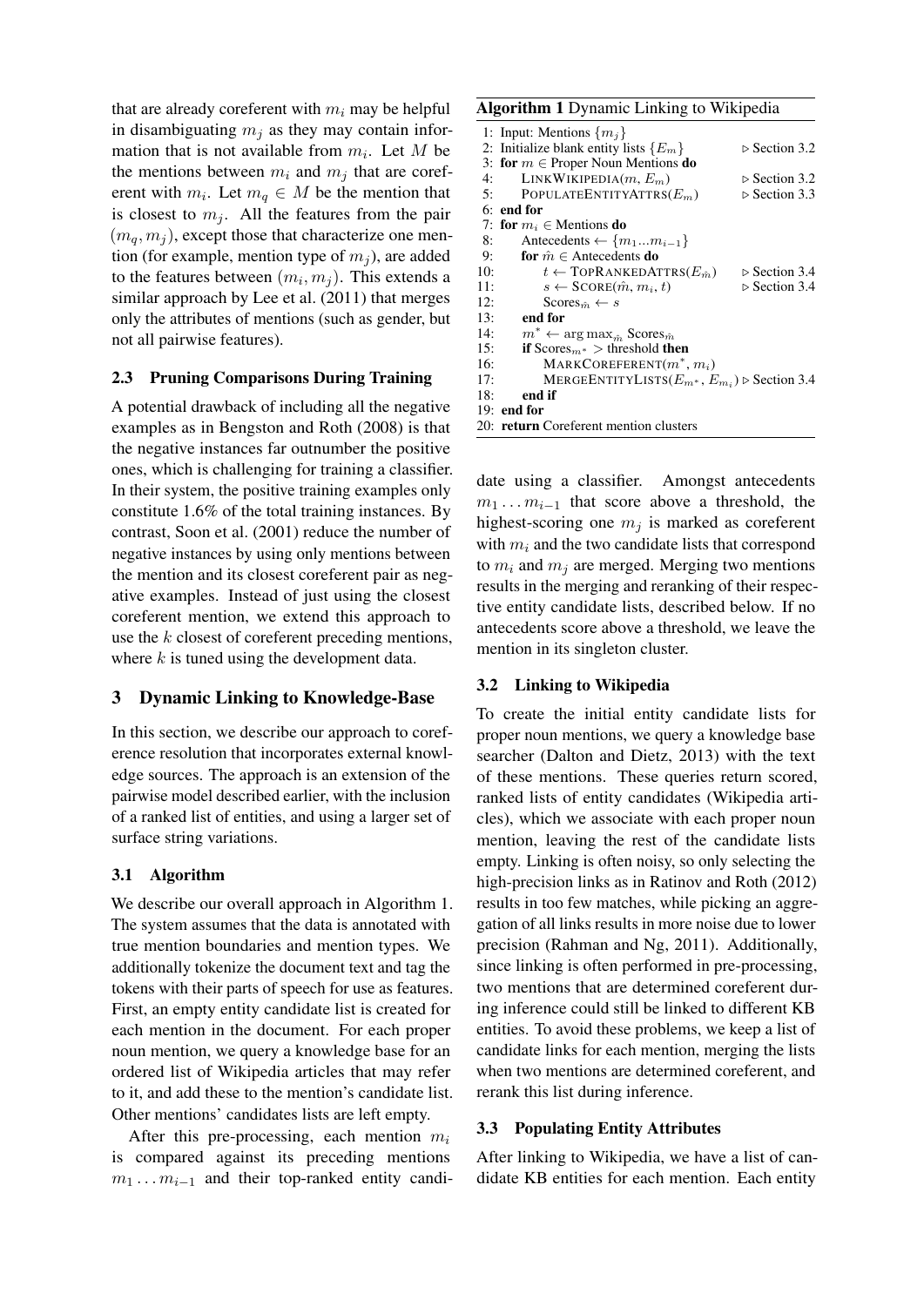that are already coreferent with $m_i$ may be helpful in disambiguating $m_j$ as they may contain information that is not available from $m_i$. Let $M$ be the mentions between $m_i$ and $m_j$ that are coreferent with $m_i$. Let $m_q \in M$ be the mention that is closest to $m_j$. All the features from the pair $(m_q, m_j)$, except those that characterize one mention (for example, mention type of $m_j$), are added to the features between $(m_i, m_j)$. This extends a similar approach by Lee et al. (2011) that merges only the attributes of mentions (such as gender, but not all pairwise features).

### 2.3 Pruning Comparisons During Training

A potential drawback of including all the negative examples as in Bengston and Roth (2008) is that the negative instances far outnumber the positive ones, which is challenging for training a classifier. In their system, the positive training examples only constitute 1.6% of the total training instances. By contrast, Soon et al. (2001) reduce the number of negative instances by using only mentions between the mention and its closest coreferent pair as negative examples. Instead of just using the closest coreferent mention, we extend this approach to use the $k$ closest of coreferent preceding mentions, where $k$ is tuned using the development data.

## 3 Dynamic Linking to Knowledge-Base

In this section, we describe our approach to coreference resolution that incorporates external knowledge sources. The approach is an extension of the pairwise model described earlier, with the inclusion of a ranked list of entities, and using a larger set of surface string variations.

### 3.1 Algorithm

We describe our overall approach in Algorithm 1. The system assumes that the data is annotated with true mention boundaries and mention types. We additionally tokenize the document text and tag the tokens with their parts of speech for use as features. First, an empty entity candidate list is created for each mention in the document. For each proper noun mention, we query a knowledge base for an ordered list of Wikipedia articles that may refer to it, and add these to the mention's candidate list. Other mentions' candidates lists are left empty.

After this pre-processing, each mention $m_i$ is compared against its preceding mentions $m_1 \dots m_{i-1}$ and their top-ranked entity candidate using a classifier. Amongst antecedents $m_1 \dots m_{i-1}$ that score above a threshold, the highest-scoring one $m_j$ is marked as coreferent with $m_i$ and the two candidate lists that correspond to $m_i$ and $m_j$ are merged. Merging two mentions results in the merging and reranking of their respective entity candidate lists, described below. If no antecedents score above a threshold, we leave the mention in its singleton cluster.

**Algorithm 1** Dynamic Linking to Wikipedia

```
1: Input: Mentions {m_j}
2: Initialize blank entity lists {E_m}                    ▷ Section 3.2
3: for m ∈ Proper Noun Mentions do
4:     LINKWIKIPEDIA(m, E_m)                              ▷ Section 3.2
5:     POPULATEENTITYATTRS(E_m)                           ▷ Section 3.3
6: end for
7: for m_i ∈ Mentions do
8:     Antecedents ← {m_1...m_{i-1}}
9:     for m̂ ∈ Antecedents do
10:        t ← TOPRANKEDATTRS(E_m̂)                         ▷ Section 3.4
11:        s ← SCORE(m̂, m_i, t)                            ▷ Section 3.4
12:        Scores_m̂ ← s
13:    end for
14:    m* ← argmax_m̂ Scores_m̂
15:    if Scores_m* > threshold then
16:        MARKCOREFERENT(m*, m_i)
17:        MERGEENTITYLISTS(E_m*, E_m_i)                   ▷ Section 3.4
18:    end if
19: end for
20: return Coreferent mention clusters
```

### 3.2 Linking to Wikipedia

To create the initial entity candidate lists for proper noun mentions, we query a knowledge base searcher (Dalton and Dietz, 2013) with the text of these mentions. These queries return scored, ranked lists of entity candidates (Wikipedia articles), which we associate with each proper noun mention, leaving the rest of the candidate lists empty. Linking is often noisy, so only selecting the high-precision links as in Ratinov and Roth (2012) results in too few matches, while picking an aggregation of all links results in more noise due to lower precision (Rahman and Ng, 2011). Additionally, since linking is often performed in pre-processing, two mentions that are determined coreferent during inference could still be linked to different KB entities. To avoid these problems, we keep a list of candidate links for each mention, merging the lists when two mentions are determined coreferent, and rerank this list during inference.

### 3.3 Populating Entity Attributes

After linking to Wikipedia, we have a list of candidate KB entities for each mention. Each entity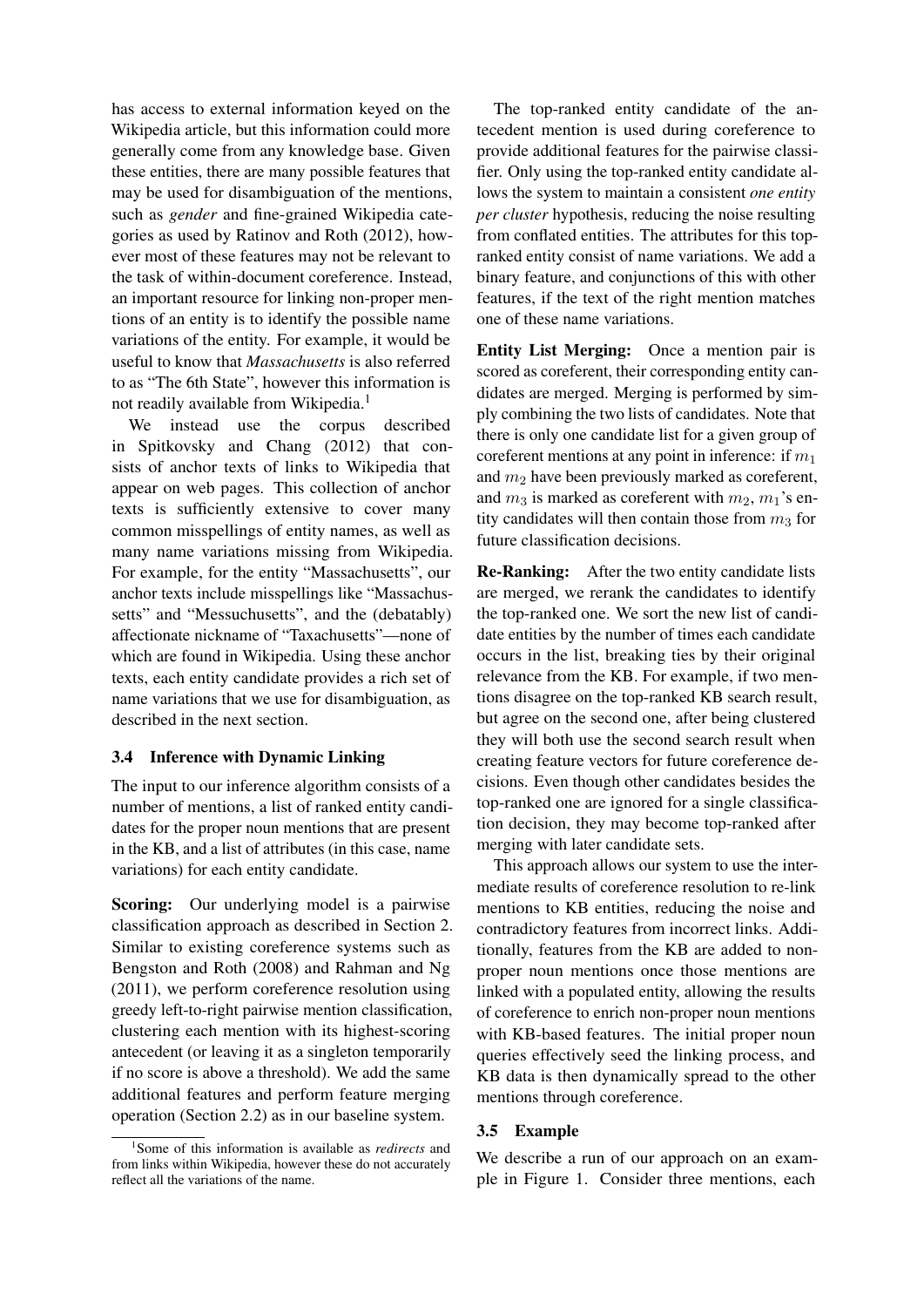has access to external information keyed on the Wikipedia article, but this information could more generally come from any knowledge base. Given these entities, there are many possible features that may be used for disambiguation of the mentions, such as *gender* and fine-grained Wikipedia categories as used by Ratinov and Roth (2012), however most of these features may not be relevant to the task of within-document coreference. Instead, an important resource for linking non-proper mentions of an entity is to identify the possible name variations of the entity. For example, it would be useful to know that *Massachusetts* is also referred to as "The 6th State", however this information is not readily available from Wikipedia.[1]

We instead use the corpus described in Spitkovsky and Chang (2012) that consists of anchor texts of links to Wikipedia that appear on web pages. This collection of anchor texts is sufficiently extensive to cover many common misspellings of entity names, as well as many name variations missing from Wikipedia. For example, for the entity "Massachusetts", our anchor texts include misspellings like "Massachussetts" and "Messuchusetts", and the (debatably) affectionate nickname of "Taxachusetts"—none of which are found in Wikipedia. Using these anchor texts, each entity candidate provides a rich set of name variations that we use for disambiguation, as described in the next section.

### 3.4 Inference with Dynamic Linking

The input to our inference algorithm consists of a number of mentions, a list of ranked entity candidates for the proper noun mentions that are present in the KB, and a list of attributes (in this case, name variations) for each entity candidate.

**Scoring:** Our underlying model is a pairwise classification approach as described in Section 2. Similar to existing coreference systems such as Bengston and Roth (2008) and Rahman and Ng (2011), we perform coreference resolution using greedy left-to-right pairwise mention classification, clustering each mention with its highest-scoring antecedent (or leaving it as a singleton temporarily if no score is above a threshold). We add the same additional features and perform feature merging operation (Section 2.2) as in our baseline system.

The top-ranked entity candidate of the antecedent mention is used during coreference to provide additional features for the pairwise classifier. Only using the top-ranked entity candidate allows the system to maintain a consistent *one entity per cluster* hypothesis, reducing the noise resulting from conflated entities. The attributes for this top-ranked entity consist of name variations. We add a binary feature, and conjunctions of this with other features, if the text of the right mention matches one of these name variations.

**Entity List Merging:** Once a mention pair is scored as coreferent, their corresponding entity candidates are merged. Merging is performed by simply combining the two lists of candidates. Note that there is only one candidate list for a given group of coreferent mentions at any point in inference: if $m_1$ and $m_2$ have been previously marked as coreferent, and $m_3$ is marked as coreferent with $m_2$, $m_1$'s entity candidates will then contain those from $m_3$ for future classification decisions.

**Re-Ranking:** After the two entity candidate lists are merged, we rerank the candidates to identify the top-ranked one. We sort the new list of candidate entities by the number of times each candidate occurs in the list, breaking ties by their original relevance from the KB. For example, if two mentions disagree on the top-ranked KB search result, but agree on the second one, after being clustered they will both use the second search result when creating feature vectors for future coreference decisions. Even though other candidates besides the top-ranked one are ignored for a single classification decision, they may become top-ranked after merging with later candidate sets.

This approach allows our system to use the intermediate results of coreference resolution to re-link mentions to KB entities, reducing the noise and contradictory features from incorrect links. Additionally, features from the KB are added to non-proper noun mentions once those mentions are linked with a populated entity, allowing the results of coreference to enrich non-proper noun mentions with KB-based features. The initial proper noun queries effectively seed the linking process, and KB data is then dynamically spread to the other mentions through coreference.

### 3.5 Example

We describe a run of our approach on an example in Figure 1. Consider three mentions, each

[1] Some of this information is available as *redirects* and from links within Wikipedia, however these do not accurately reflect all the variations of the name.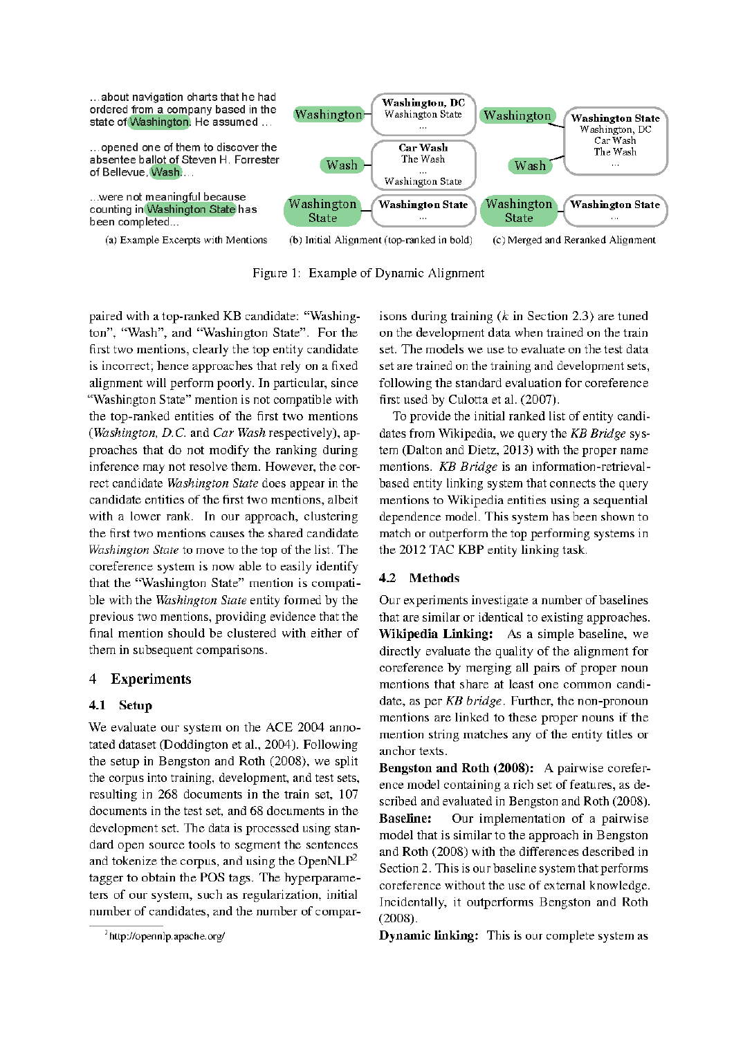...about navigation charts that he had ordered from a company based in the state of Washington. He assumed ...

...opened one of them to discover the absentee ballot of Steven H. Forrester of Bellevue, Wash....

...were not meaningful because counting in Washington State has been completed...

(a) Example Excerpts with Mentions

| Mention | Candidates |
|---|---|
| Washington | **Washington, DC**, Washington State, ... |
| Wash | **Car Wash**, The Wash, ..., Washington State |
| Washington State | **Washington State**, ... |

(b) Initial Alignment (top-ranked in bold)

| Mention | Candidates |
|---|---|
| Washington, Wash | **Washington State**, Washington, DC, Car Wash, The Wash, ... |
| Washington State | **Washington State**, ... |

(c) Merged and Reranked Alignment

Figure 1: Example of Dynamic Alignment

paired with a top-ranked KB candidate: "Washington", "Wash", and "Washington State". For the first two mentions, clearly the top entity candidate is incorrect; hence approaches that rely on a fixed alignment will perform poorly. In particular, since "Washington State" mention is not compatible with the top-ranked entities of the first two mentions (*Washington, D.C.* and *Car Wash* respectively), approaches that do not modify the ranking during inference may not resolve them. However, the correct candidate *Washington State* does appear in the candidate entities of the first two mentions, albeit with a lower rank. In our approach, clustering the first two mentions causes the shared candidate *Washington State* to move to the top of the list. The coreference system is now able to easily identify that the "Washington State" mention is compatible with the *Washington State* entity formed by the previous two mentions, providing evidence that the final mention should be clustered with either of them in subsequent comparisons.

## 4 Experiments

### 4.1 Setup

We evaluate our system on the ACE 2004 annotated dataset (Doddington et al., 2004). Following the setup in Bengston and Roth (2008), we split the corpus into training, development, and test sets, resulting in 268 documents in the train set, 107 documents in the test set, and 68 documents in the development set. The data is processed using standard open source tools to segment the sentences and tokenize the corpus, and using the OpenNLP[2] tagger to obtain the POS tags. The hyperparameters of our system, such as regularization, initial number of candidates, and the number of comparisons during training ($k$ in Section 2.3) are tuned on the development data when trained on the train set. The models we use to evaluate on the test data set are trained on the training and development sets, following the standard evaluation for coreference first used by Culotta et al. (2007).

[2] http://opennlp.apache.org/

To provide the initial ranked list of entity candidates from Wikipedia, we query the *KB Bridge* system (Dalton and Dietz, 2013) with the proper name mentions. *KB Bridge* is an information-retrieval-based entity linking system that connects the query mentions to Wikipedia entities using a sequential dependence model. This system has been shown to match or outperform the top performing systems in the 2012 TAC KBP entity linking task.

### 4.2 Methods

Our experiments investigate a number of baselines that are similar or identical to existing approaches.

**Wikipedia Linking:** As a simple baseline, we directly evaluate the quality of the alignment for coreference by merging all pairs of proper noun mentions that share at least one common candidate, as per *KB bridge*. Further, the non-pronoun mentions are linked to these proper nouns if the mention string matches any of the entity titles or anchor texts.

**Bengston and Roth (2008):** A pairwise coreference model containing a rich set of features, as described and evaluated in Bengston and Roth (2008).

**Baseline:** Our implementation of a pairwise model that is similar to the approach in Bengston and Roth (2008) with the differences described in Section 2. This is our baseline system that performs coreference without the use of external knowledge. Incidentally, it outperforms Bengston and Roth (2008).

**Dynamic linking:** This is our complete system as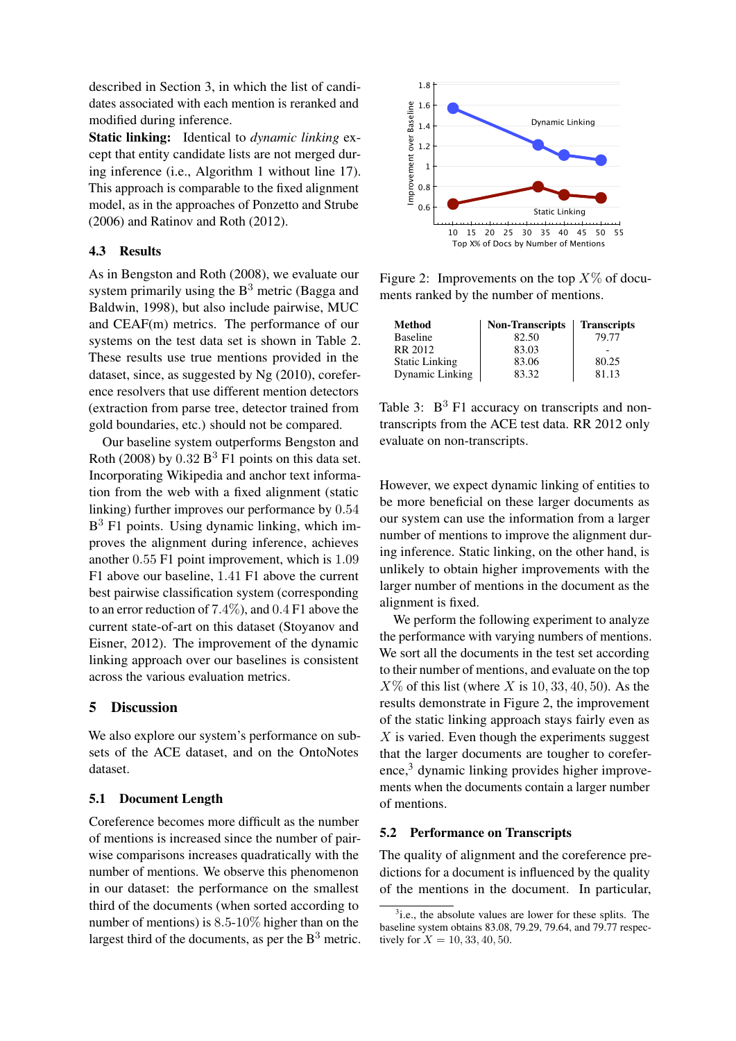described in Section 3, in which the list of candidates associated with each mention is reranked and modified during inference.

**Static linking:** Identical to *dynamic linking* except that entity candidate lists are not merged during inference (i.e., Algorithm 1 without line 17). This approach is comparable to the fixed alignment model, as in the approaches of Ponzetto and Strube (2006) and Ratinov and Roth (2012).

### 4.3 Results

As in Bengston and Roth (2008), we evaluate our system primarily using the $B^3$ metric (Bagga and Baldwin, 1998), but also include pairwise, MUC and CEAF(m) metrics. The performance of our systems on the test data set is shown in Table 2. These results use true mentions provided in the dataset, since, as suggested by Ng (2010), coreference resolvers that use different mention detectors (extraction from parse tree, detector trained from gold boundaries, etc.) should not be compared.

Our baseline system outperforms Bengston and Roth (2008) by $0.32$ $B^3$ F1 points on this data set. Incorporating Wikipedia and anchor text information from the web with a fixed alignment (static linking) further improves our performance by $0.54$ $B^3$ F1 points. Using dynamic linking, which improves the alignment during inference, achieves another $0.55$ F1 point improvement, which is $1.09$ F1 above our baseline, $1.41$ F1 above the current best pairwise classification system (corresponding to an error reduction of $7.4\%$), and $0.4$ F1 above the current state-of-art on this dataset (Stoyanov and Eisner, 2012). The improvement of the dynamic linking approach over our baselines is consistent across the various evaluation metrics.

## 5 Discussion

We also explore our system's performance on subsets of the ACE dataset, and on the OntoNotes dataset.

### 5.1 Document Length

Coreference becomes more difficult as the number of mentions is increased since the number of pairwise comparisons increases quadratically with the number of mentions. We observe this phenomenon in our dataset: the performance on the smallest third of the documents (when sorted according to number of mentions) is $8.5$-$10\%$ higher than on the largest third of the documents, as per the $B^3$ metric.

Figure 2: Improvements on the top $X\%$ of documents ranked by the number of mentions.

| Method | Non-Transcripts | Transcripts |
|---|---|---|
| Baseline | 82.50 | 79.77 |
| RR 2012 | 83.03 | - |
| Static Linking | 83.06 | 80.25 |
| Dynamic Linking | 83.32 | 81.13 |

Table 3: $B^3$ F1 accuracy on transcripts and non-transcripts from the ACE test data. RR 2012 only evaluate on non-transcripts.

However, we expect dynamic linking of entities to be more beneficial on these larger documents as our system can use the information from a larger number of mentions to improve the alignment during inference. Static linking, on the other hand, is unlikely to obtain higher improvements with the larger number of mentions in the document as the alignment is fixed.

We perform the following experiment to analyze the performance with varying numbers of mentions. We sort all the documents in the test set according to their number of mentions, and evaluate on the top $X\%$ of this list (where $X$ is $10, 33, 40, 50$). As the results demonstrate in Figure 2, the improvement of the static linking approach stays fairly even as $X$ is varied. Even though the experiments suggest that the larger documents are tougher to coreference,[3] dynamic linking provides higher improvements when the documents contain a larger number of mentions.

### 5.2 Performance on Transcripts

The quality of alignment and the coreference predictions for a document is influenced by the quality of the mentions in the document. In particular,

[3] i.e., the absolute values are lower for these splits. The baseline system obtains 83.08, 79.29, 79.64, and 79.77 respectively for $X = 10, 33, 40, 50$.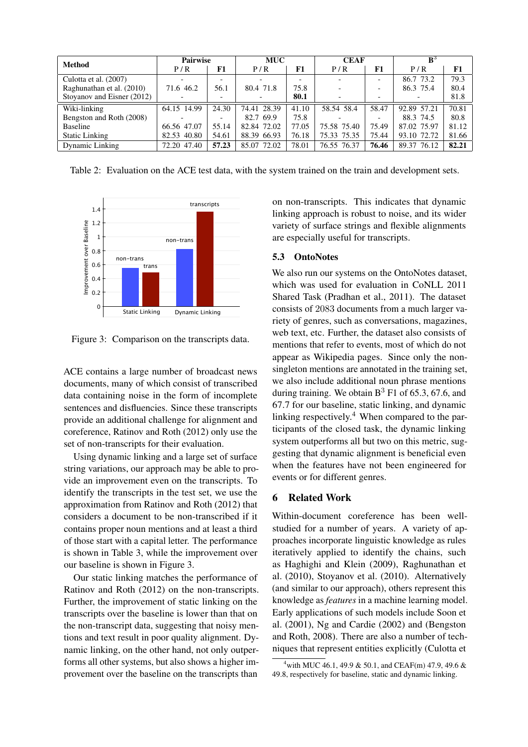| Method | Pairwise | | MUC | | CEAF | | $B^3$ | |
|---|---|---|---|---|---|---|---|---|
| | P / R | F1 | P / R | F1 | P / R | F1 | P / R | F1 |
| Culotta et al. (2007) | - | - | - | - | - | - | 86.7 73.2 | 79.3 |
| Raghunathan et al. (2010) | 71.6 46.2 | 56.1 | 80.4 71.8 | 75.8 | - | - | 86.3 75.4 | 80.4 |
| Stoyanov and Eisner (2012) | - | - | - | **80.1** | - | - | - | 81.8 |
| Wiki-linking | 64.15 14.99 | 24.30 | 74.41 28.39 | 41.10 | 58.54 58.4 | 58.47 | 92.89 57.21 | 70.81 |
| Bengston and Roth (2008) | - | - | 82.7 69.9 | 75.8 | - | - | 88.3 74.5 | 80.8 |
| Baseline | 66.56 47.07 | 55.14 | 82.84 72.02 | 77.05 | 75.58 75.40 | 75.49 | 87.02 75.97 | 81.12 |
| Static Linking | 82.53 40.80 | 54.61 | 88.39 66.93 | 76.18 | 75.33 75.35 | 75.44 | 93.10 72.72 | 81.66 |
| Dynamic Linking | 72.20 47.40 | **57.23** | 85.07 72.02 | 78.01 | 76.55 76.37 | **76.46** | 89.37 76.12 | **82.21** |

Table 2: Evaluation on the ACE test data, with the system trained on the train and development sets.

Figure 3: Comparison on the transcripts data.

ACE contains a large number of broadcast news documents, many of which consist of transcribed data containing noise in the form of incomplete sentences and disfluencies. Since these transcripts provide an additional challenge for alignment and coreference, Ratinov and Roth (2012) only use the set of non-transcripts for their evaluation.

Using dynamic linking and a large set of surface string variations, our approach may be able to provide an improvement even on the transcripts. To identify the transcripts in the test set, we use the approximation from Ratinov and Roth (2012) that considers a document to be non-transcribed if it contains proper noun mentions and at least a third of those start with a capital letter. The performance is shown in Table 3, while the improvement over our baseline is shown in Figure 3.

Our static linking matches the performance of Ratinov and Roth (2012) on the non-transcripts. Further, the improvement of static linking on the transcripts over the baseline is lower than that on the non-transcript data, suggesting that noisy mentions and text result in poor quality alignment. Dynamic linking, on the other hand, not only outperforms all other systems, but also shows a higher improvement over the baseline on the transcripts than on non-transcripts. This indicates that dynamic linking approach is robust to noise, and its wider variety of surface strings and flexible alignments are especially useful for transcripts.

### 5.3 OntoNotes

We also run our systems on the OntoNotes dataset, which was used for evaluation in CoNLL 2011 Shared Task (Pradhan et al., 2011). The dataset consists of 2083 documents from a much larger variety of genres, such as conversations, magazines, web text, etc. Further, the dataset also consists of mentions that refer to events, most of which do not appear as Wikipedia pages. Since only the non-singleton mentions are annotated in the training set, we also include additional noun phrase mentions during training. We obtain $B^3$ F1 of 65.3, 67.6, and 67.7 for our baseline, static linking, and dynamic linking respectively.[4] When compared to the participants of the closed task, the dynamic linking system outperforms all but two on this metric, suggesting that dynamic alignment is beneficial even when the features have not been engineered for events or for different genres.

## 6 Related Work

Within-document coreference has been well-studied for a number of years. A variety of approaches incorporate linguistic knowledge as rules iteratively applied to identify the chains, such as Haghighi and Klein (2009), Raghunathan et al. (2010), Stoyanov et al. (2010). Alternatively (and similar to our approach), others represent this knowledge as *features* in a machine learning model. Early applications of such models include Soon et al. (2001), Ng and Cardie (2002) and (Bengston and Roth, 2008). There are also a number of techniques that represent entities explicitly (Culotta et

[4] with MUC 46.1, 49.9 & 50.1, and CEAF(m) 47.9, 49.6 & 49.8, respectively for baseline, static and dynamic linking.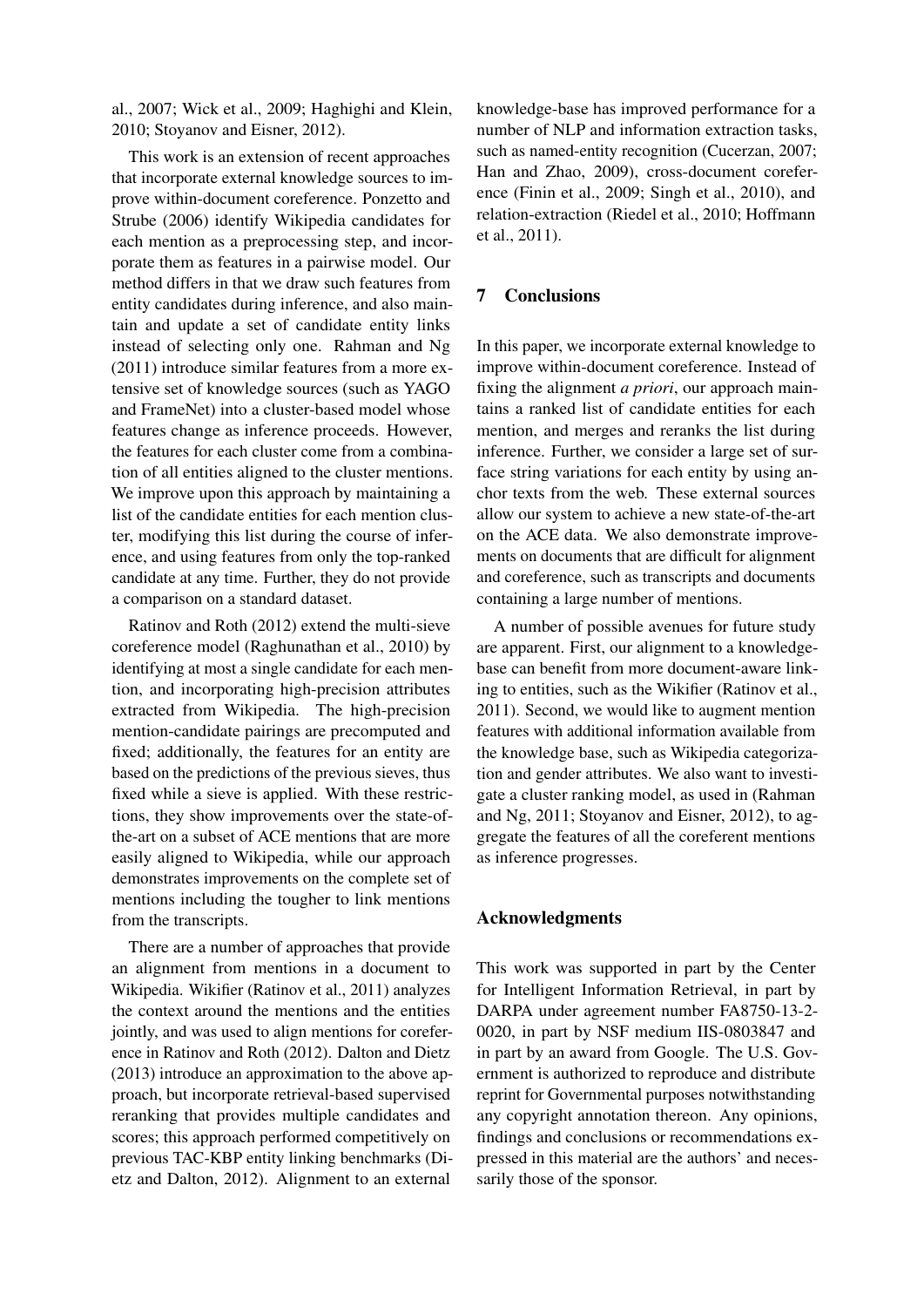al., 2007; Wick et al., 2009; Haghighi and Klein, 2010; Stoyanov and Eisner, 2012).

This work is an extension of recent approaches that incorporate external knowledge sources to improve within-document coreference. Ponzetto and Strube (2006) identify Wikipedia candidates for each mention as a preprocessing step, and incorporate them as features in a pairwise model. Our method differs in that we draw such features from entity candidates during inference, and also maintain and update a set of candidate entity links instead of selecting only one. Rahman and Ng (2011) introduce similar features from a more extensive set of knowledge sources (such as YAGO and FrameNet) into a cluster-based model whose features change as inference proceeds. However, the features for each cluster come from a combination of all entities aligned to the cluster mentions. We improve upon this approach by maintaining a list of the candidate entities for each mention cluster, modifying this list during the course of inference, and using features from only the top-ranked candidate at any time. Further, they do not provide a comparison on a standard dataset.

Ratinov and Roth (2012) extend the multi-sieve coreference model (Raghunathan et al., 2010) by identifying at most a single candidate for each mention, and incorporating high-precision attributes extracted from Wikipedia. The high-precision mention-candidate pairings are precomputed and fixed; additionally, the features for an entity are based on the predictions of the previous sieves, thus fixed while a sieve is applied. With these restrictions, they show improvements over the state-of-the-art on a subset of ACE mentions that are more easily aligned to Wikipedia, while our approach demonstrates improvements on the complete set of mentions including the tougher to link mentions from the transcripts.

There are a number of approaches that provide an alignment from mentions in a document to Wikipedia. Wikifier (Ratinov et al., 2011) analyzes the context around the mentions and the entities jointly, and was used to align mentions for coreference in Ratinov and Roth (2012). Dalton and Dietz (2013) introduce an approximation to the above approach, but incorporate retrieval-based supervised reranking that provides multiple candidates and scores; this approach performed competitively on previous TAC-KBP entity linking benchmarks (Dietz and Dalton, 2012). Alignment to an external knowledge-base has improved performance for a number of NLP and information extraction tasks, such as named-entity recognition (Cucerzan, 2007; Han and Zhao, 2009), cross-document coreference (Finin et al., 2009; Singh et al., 2010), and relation-extraction (Riedel et al., 2010; Hoffmann et al., 2011).

## 7 Conclusions

In this paper, we incorporate external knowledge to improve within-document coreference. Instead of fixing the alignment *a priori*, our approach maintains a ranked list of candidate entities for each mention, and merges and reranks the list during inference. Further, we consider a large set of surface string variations for each entity by using anchor texts from the web. These external sources allow our system to achieve a new state-of-the-art on the ACE data. We also demonstrate improvements on documents that are difficult for alignment and coreference, such as transcripts and documents containing a large number of mentions.

A number of possible avenues for future study are apparent. First, our alignment to a knowledge-base can benefit from more document-aware linking to entities, such as the Wikifier (Ratinov et al., 2011). Second, we would like to augment mention features with additional information available from the knowledge base, such as Wikipedia categorization and gender attributes. We also want to investigate a cluster ranking model, as used in (Rahman and Ng, 2011; Stoyanov and Eisner, 2012), to aggregate the features of all the coreferent mentions as inference progresses.

## Acknowledgments

This work was supported in part by the Center for Intelligent Information Retrieval, in part by DARPA under agreement number FA8750-13-2-0020, in part by NSF medium IIS-0803847 and in part by an award from Google. The U.S. Government is authorized to reproduce and distribute reprint for Governmental purposes notwithstanding any copyright annotation thereon. Any opinions, findings and conclusions or recommendations expressed in this material are the authors' and necessarily those of the sponsor.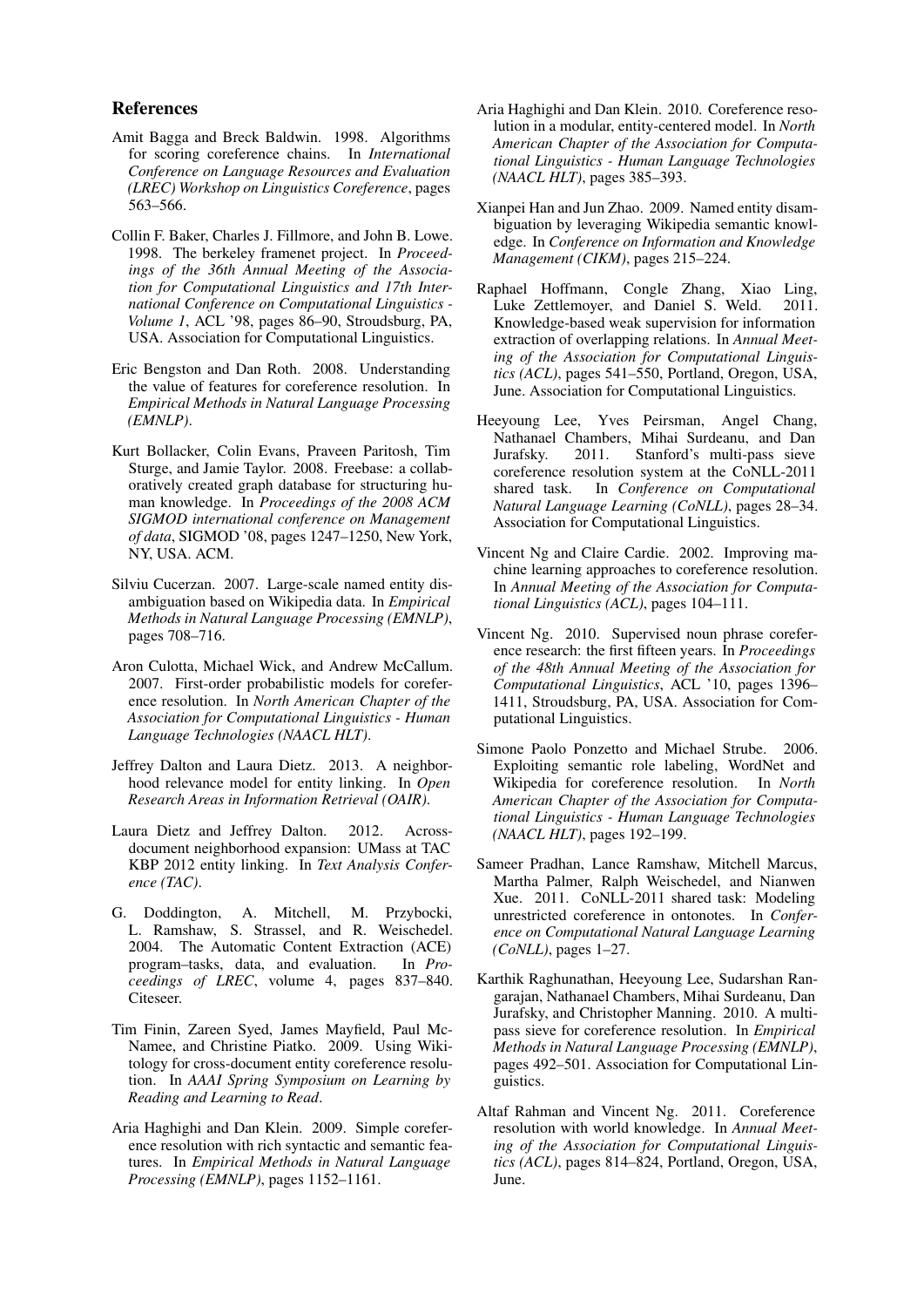## References

Amit Bagga and Breck Baldwin. 1998. Algorithms for scoring coreference chains. In *International Conference on Language Resources and Evaluation (LREC) Workshop on Linguistics Coreference*, pages 563–566.

Collin F. Baker, Charles J. Fillmore, and John B. Lowe. 1998. The berkeley framenet project. In *Proceedings of the 36th Annual Meeting of the Association for Computational Linguistics and 17th International Conference on Computational Linguistics - Volume 1*, ACL '98, pages 86–90, Stroudsburg, PA, USA. Association for Computational Linguistics.

Eric Bengston and Dan Roth. 2008. Understanding the value of features for coreference resolution. In *Empirical Methods in Natural Language Processing (EMNLP)*.

Kurt Bollacker, Colin Evans, Praveen Paritosh, Tim Sturge, and Jamie Taylor. 2008. Freebase: a collaboratively created graph database for structuring human knowledge. In *Proceedings of the 2008 ACM SIGMOD international conference on Management of data*, SIGMOD '08, pages 1247–1250, New York, NY, USA. ACM.

Silviu Cucerzan. 2007. Large-scale named entity disambiguation based on Wikipedia data. In *Empirical Methods in Natural Language Processing (EMNLP)*, pages 708–716.

Aron Culotta, Michael Wick, and Andrew McCallum. 2007. First-order probabilistic models for coreference resolution. In *North American Chapter of the Association for Computational Linguistics - Human Language Technologies (NAACL HLT)*.

Jeffrey Dalton and Laura Dietz. 2013. A neighborhood relevance model for entity linking. In *Open Research Areas in Information Retrieval (OAIR)*.

Laura Dietz and Jeffrey Dalton. 2012. Across-document neighborhood expansion: UMass at TAC KBP 2012 entity linking. In *Text Analysis Conference (TAC)*.

G. Doddington, A. Mitchell, M. Przybocki, L. Ramshaw, S. Strassel, and R. Weischedel. 2004. The Automatic Content Extraction (ACE) program–tasks, data, and evaluation. In *Proceedings of LREC*, volume 4, pages 837–840. Citeseer.

Tim Finin, Zareen Syed, James Mayfield, Paul McNamee, and Christine Piatko. 2009. Using Wikitology for cross-document entity coreference resolution. In *AAAI Spring Symposium on Learning by Reading and Learning to Read*.

Aria Haghighi and Dan Klein. 2009. Simple coreference resolution with rich syntactic and semantic features. In *Empirical Methods in Natural Language Processing (EMNLP)*, pages 1152–1161.

Aria Haghighi and Dan Klein. 2010. Coreference resolution in a modular, entity-centered model. In *North American Chapter of the Association for Computational Linguistics - Human Language Technologies (NAACL HLT)*, pages 385–393.

Xianpei Han and Jun Zhao. 2009. Named entity disambiguation by leveraging Wikipedia semantic knowledge. In *Conference on Information and Knowledge Management (CIKM)*, pages 215–224.

Raphael Hoffmann, Congle Zhang, Xiao Ling, Luke Zettlemoyer, and Daniel S. Weld. 2011. Knowledge-based weak supervision for information extraction of overlapping relations. In *Annual Meeting of the Association for Computational Linguistics (ACL)*, pages 541–550, Portland, Oregon, USA, June. Association for Computational Linguistics.

Heeyoung Lee, Yves Peirsman, Angel Chang, Nathanael Chambers, Mihai Surdeanu, and Dan Jurafsky. 2011. Stanford's multi-pass sieve coreference resolution system at the CoNLL-2011 shared task. In *Conference on Computational Natural Language Learning (CoNLL)*, pages 28–34. Association for Computational Linguistics.

Vincent Ng and Claire Cardie. 2002. Improving machine learning approaches to coreference resolution. In *Annual Meeting of the Association for Computational Linguistics (ACL)*, pages 104–111.

Vincent Ng. 2010. Supervised noun phrase coreference research: the first fifteen years. In *Proceedings of the 48th Annual Meeting of the Association for Computational Linguistics*, ACL '10, pages 1396–1411, Stroudsburg, PA, USA. Association for Computational Linguistics.

Simone Paolo Ponzetto and Michael Strube. 2006. Exploiting semantic role labeling, WordNet and Wikipedia for coreference resolution. In *North American Chapter of the Association for Computational Linguistics - Human Language Technologies (NAACL HLT)*, pages 192–199.

Sameer Pradhan, Lance Ramshaw, Mitchell Marcus, Martha Palmer, Ralph Weischedel, and Nianwen Xue. 2011. CoNLL-2011 shared task: Modeling unrestricted coreference in ontonotes. In *Conference on Computational Natural Language Learning (CoNLL)*, pages 1–27.

Karthik Raghunathan, Heeyoung Lee, Sudarshan Rangarajan, Nathanael Chambers, Mihai Surdeanu, Dan Jurafsky, and Christopher Manning. 2010. A multi-pass sieve for coreference resolution. In *Empirical Methods in Natural Language Processing (EMNLP)*, pages 492–501. Association for Computational Linguistics.

Altaf Rahman and Vincent Ng. 2011. Coreference resolution with world knowledge. In *Annual Meeting of the Association for Computational Linguistics (ACL)*, pages 814–824, Portland, Oregon, USA, June.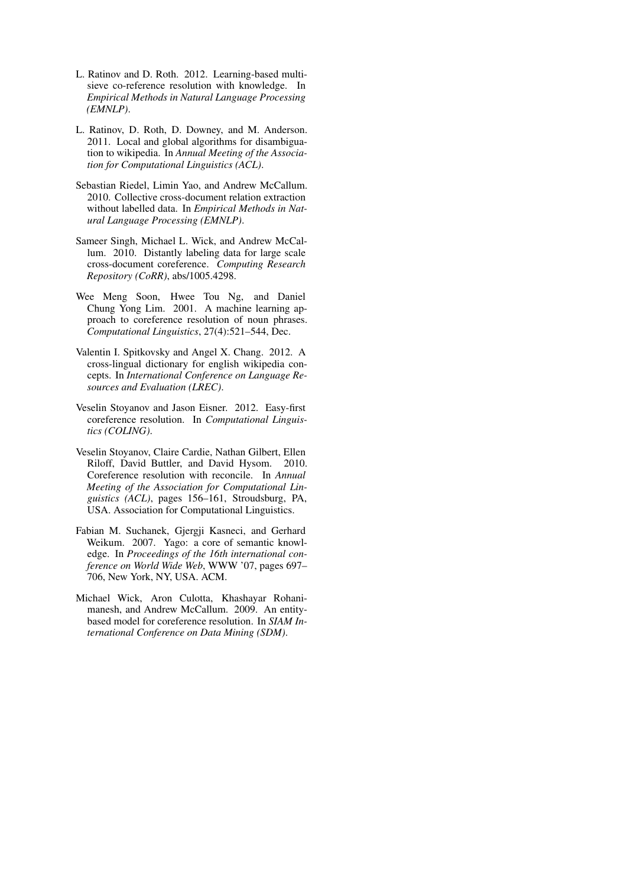L. Ratinov and D. Roth. 2012. Learning-based multi-sieve co-reference resolution with knowledge. In *Empirical Methods in Natural Language Processing (EMNLP)*.

L. Ratinov, D. Roth, D. Downey, and M. Anderson. 2011. Local and global algorithms for disambiguation to wikipedia. In *Annual Meeting of the Association for Computational Linguistics (ACL)*.

Sebastian Riedel, Limin Yao, and Andrew McCallum. 2010. Collective cross-document relation extraction without labelled data. In *Empirical Methods in Natural Language Processing (EMNLP)*.

Sameer Singh, Michael L. Wick, and Andrew McCallum. 2010. Distantly labeling data for large scale cross-document coreference. *Computing Research Repository (CoRR)*, abs/1005.4298.

Wee Meng Soon, Hwee Tou Ng, and Daniel Chung Yong Lim. 2001. A machine learning approach to coreference resolution of noun phrases. *Computational Linguistics*, 27(4):521–544, Dec.

Valentin I. Spitkovsky and Angel X. Chang. 2012. A cross-lingual dictionary for english wikipedia concepts. In *International Conference on Language Resources and Evaluation (LREC)*.

Veselin Stoyanov and Jason Eisner. 2012. Easy-first coreference resolution. In *Computational Linguistics (COLING)*.

Veselin Stoyanov, Claire Cardie, Nathan Gilbert, Ellen Riloff, David Buttler, and David Hysom. 2010. Coreference resolution with reconcile. In *Annual Meeting of the Association for Computational Linguistics (ACL)*, pages 156–161, Stroudsburg, PA, USA. Association for Computational Linguistics.

Fabian M. Suchanek, Gjergji Kasneci, and Gerhard Weikum. 2007. Yago: a core of semantic knowledge. In *Proceedings of the 16th international conference on World Wide Web*, WWW '07, pages 697–706, New York, NY, USA. ACM.

Michael Wick, Aron Culotta, Khashayar Rohanimanesh, and Andrew McCallum. 2009. An entity-based model for coreference resolution. In *SIAM International Conference on Data Mining (SDM)*.